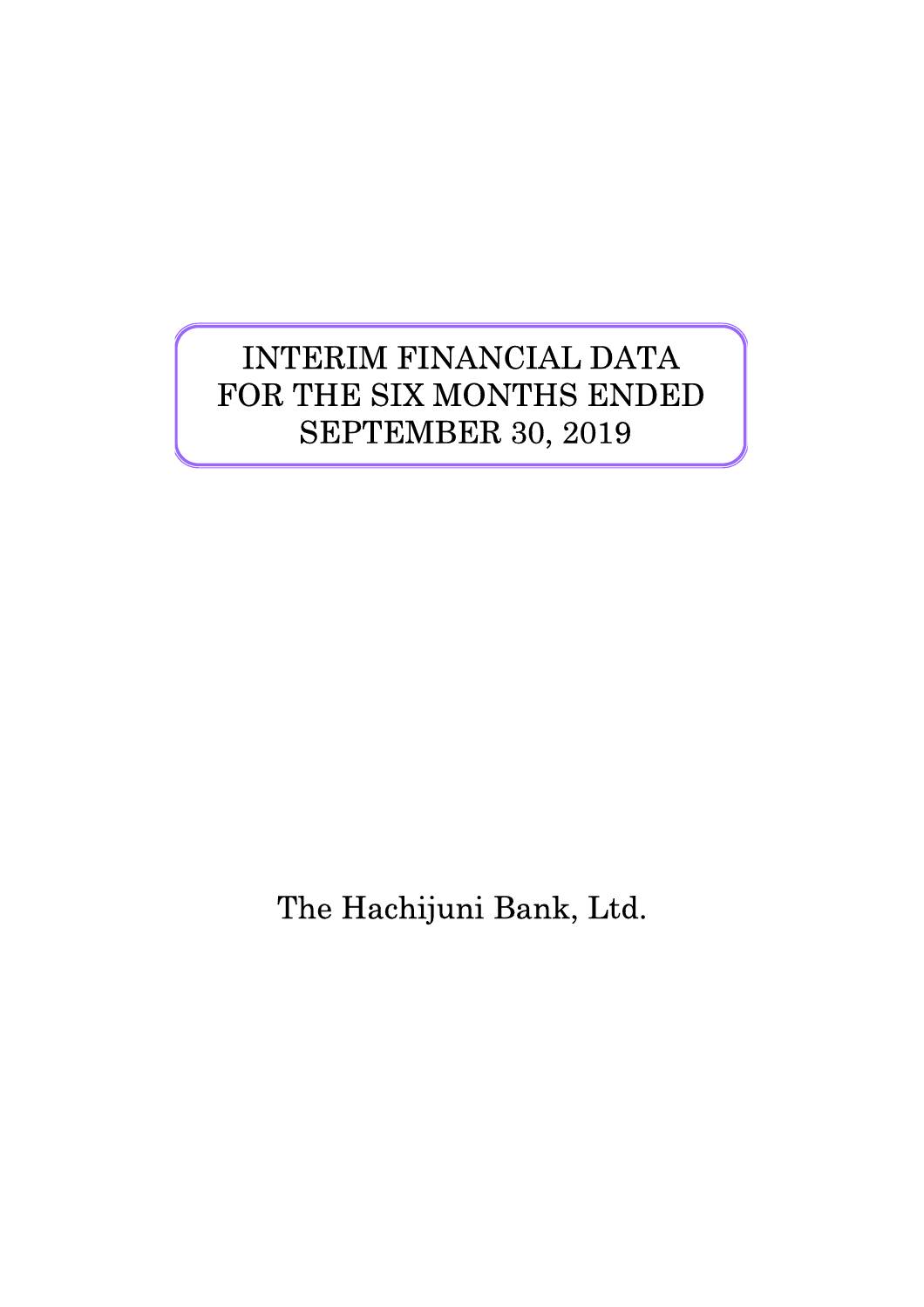# INTERIM FINANCIAL DATA FOR THE SIX MONTHS ENDED SEPTEMBER 30, 2019

The Hachijuni Bank, Ltd.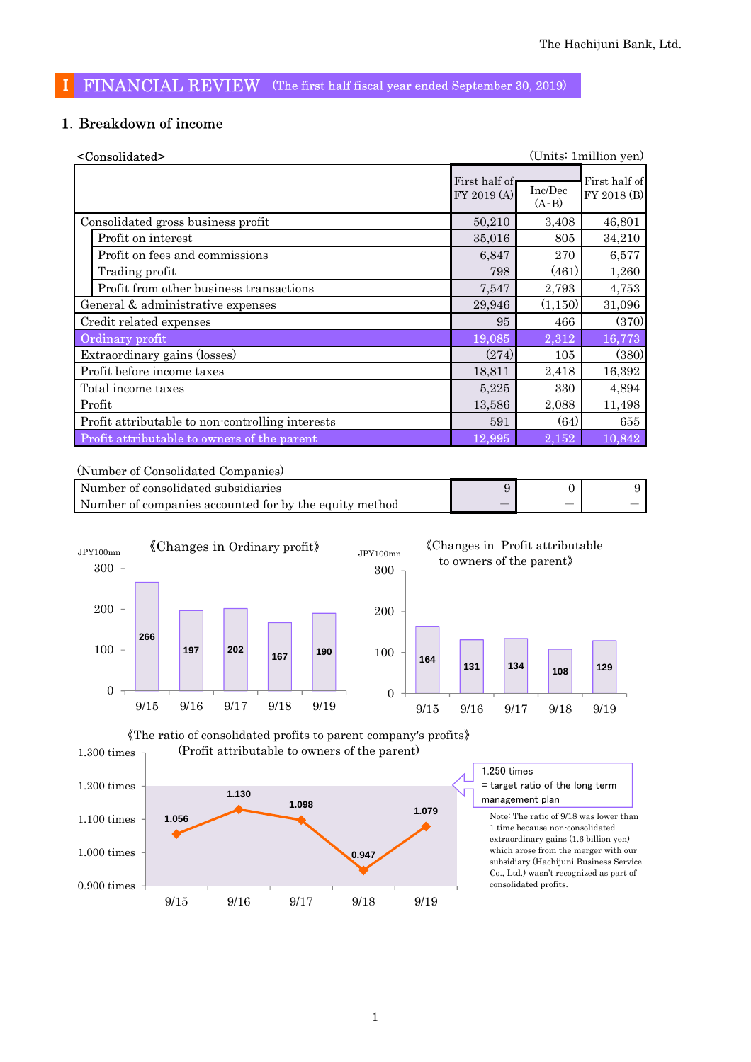# I FINANCIAL REVIEW (The first half fiscal year ended September 30, 2019)

## 1. Breakdown of income

<Consolidated>

(Units: 1million yen)

| | First half of FY 2019 (A) | Inc/Dec (A-B) | First half of FY 2018 (B) |
|---|---|---|---|
| Consolidated gross business profit | 50,210 | 3,408 | 46,801 |
| Profit on interest | 35,016 | 805 | 34,210 |
| Profit on fees and commissions | 6,847 | 270 | 6,577 |
| Trading profit | 798 | (461) | 1,260 |
| Profit from other business transactions | 7,547 | 2,793 | 4,753 |
| General & administrative expenses | 29,946 | (1,150) | 31,096 |
| Credit related expenses | 95 | 466 | (370) |
| Ordinary profit | 19,085 | 2,312 | 16,773 |
| Extraordinary gains (losses) | (274) | 105 | (380) |
| Profit before income taxes | 18,811 | 2,418 | 16,392 |
| Total income taxes | 5,225 | 330 | 4,894 |
| Profit | 13,586 | 2,088 | 11,498 |
| Profit attributable to non-controlling interests | 591 | (64) | 655 |
| Profit attributable to owners of the parent | 12,995 | 2,152 | 10,842 |

(Number of Consolidated Companies)

| | | | |
|---|---|---|---|
| Number of consolidated subsidiaries | 9 | 0 | 9 |
| Number of companies accounted for by the equity method | — | — | — |

《Changes in Ordinary profit》 (JPY100mn)

| 9/15 | 9/16 | 9/17 | 9/18 | 9/19 |
|---|---|---|---|---|
| 266 | 197 | 202 | 167 | 190 |

《Changes in Profit attributable to owners of the parent》 (JPY100mn)

| 9/15 | 9/16 | 9/17 | 9/18 | 9/19 |
|---|---|---|---|---|
| 164 | 131 | 134 | 108 | 129 |

《The ratio of consolidated profits to parent company's profits》
(Profit attributable to owners of the parent)

| 9/15 | 9/16 | 9/17 | 9/18 | 9/19 |
|---|---|---|---|---|
| 1.056 | 1.130 | 1.098 | 0.947 | 1.079 |

1.250 times = target ratio of the long term management plan

Note: The ratio of 9/18 was lower than 1 time because non-consolidated extraordinary gains (1.6 billion yen) which arose from the merger with our subsidiary (Hachijuni Business Service Co., Ltd.) wasn't recognized as part of consolidated profits.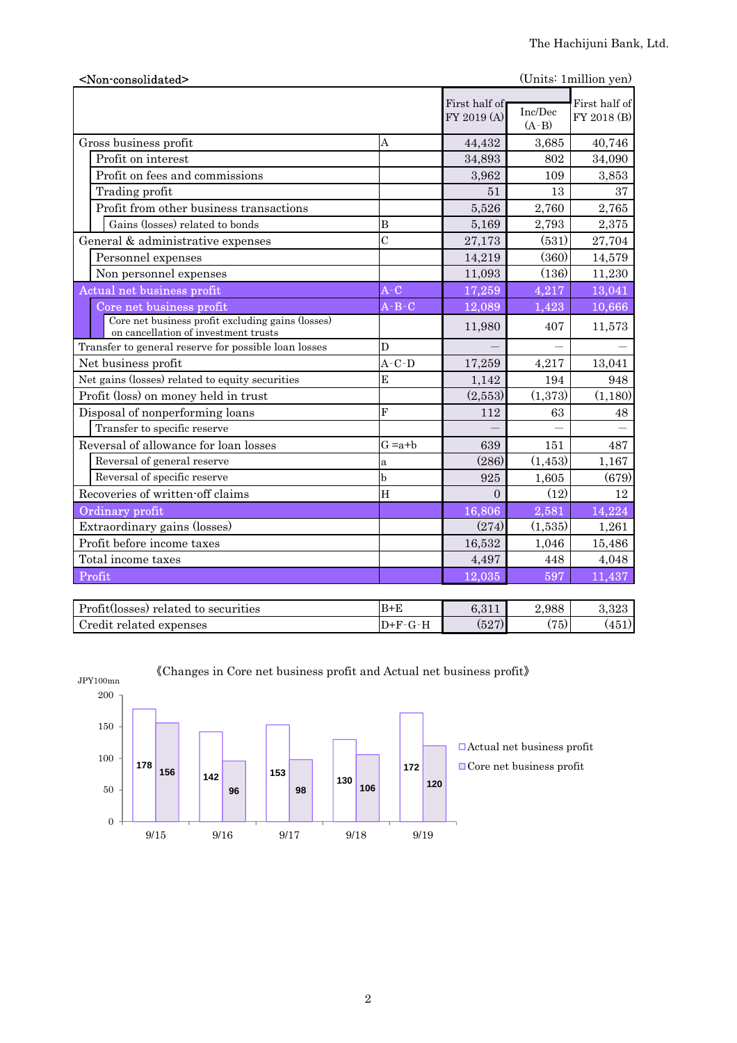The Hachijuni Bank, Ltd.

<Non-consolidated>

(Units: 1million yen)

| | | First half of FY 2019 (A) | Inc/Dec (A-B) | First half of FY 2018 (B) |
|---|---|---|---|---|
| Gross business profit | A | 44,432 | 3,685 | 40,746 |
| Profit on interest | | 34,893 | 802 | 34,090 |
| Profit on fees and commissions | | 3,962 | 109 | 3,853 |
| Trading profit | | 51 | 13 | 37 |
| Profit from other business transactions | | 5,526 | 2,760 | 2,765 |
| Gains (losses) related to bonds | B | 5,169 | 2,793 | 2,375 |
| General & administrative expenses | C | 27,173 | (531) | 27,704 |
| Personnel expenses | | 14,219 | (360) | 14,579 |
| Non personnel expenses | | 11,093 | (136) | 11,230 |
| Actual net business profit | A-C | 17,259 | 4,217 | 13,041 |
| Core net business profit | A-B-C | 12,089 | 1,423 | 10,666 |
| Core net business profit excluding gains (losses) on cancellation of investment trusts | | 11,980 | 407 | 11,573 |
| Transfer to general reserve for possible loan losses | D | — | — | — |
| Net business profit | A-C-D | 17,259 | 4,217 | 13,041 |
| Net gains (losses) related to equity securities | E | 1,142 | 194 | 948 |
| Profit (loss) on money held in trust | | (2,553) | (1,373) | (1,180) |
| Disposal of nonperforming loans | F | 112 | 63 | 48 |
| Transfer to specific reserve | | — | — | — |
| Reversal of allowance for loan losses | G =a+b | 639 | 151 | 487 |
| Reversal of general reserve | a | (286) | (1,453) | 1,167 |
| Reversal of specific reserve | b | 925 | 1,605 | (679) |
| Recoveries of written-off claims | H | 0 | (12) | 12 |
| Ordinary profit | | 16,806 | 2,581 | 14,224 |
| Extraordinary gains (losses) | | (274) | (1,535) | 1,261 |
| Profit before income taxes | | 16,532 | 1,046 | 15,486 |
| Total income taxes | | 4,497 | 448 | 4,048 |
| Profit | | 12,035 | 597 | 11,437 |

| | | | | |
|---|---|---|---|---|
| Profit(losses) related to securities | B+E | 6,311 | 2,988 | 3,323 |
| Credit related expenses | D+F-G-H | (527) | (75) | (451) |

《Changes in Core net business profit and Actual net business profit》

JPY100mn

| | 9/15 | 9/16 | 9/17 | 9/18 | 9/19 |
|---|---|---|---|---|---|
| Actual net business profit | 178 | 142 | 153 | 130 | 172 |
| Core net business profit | 156 | 96 | 98 | 106 | 120 |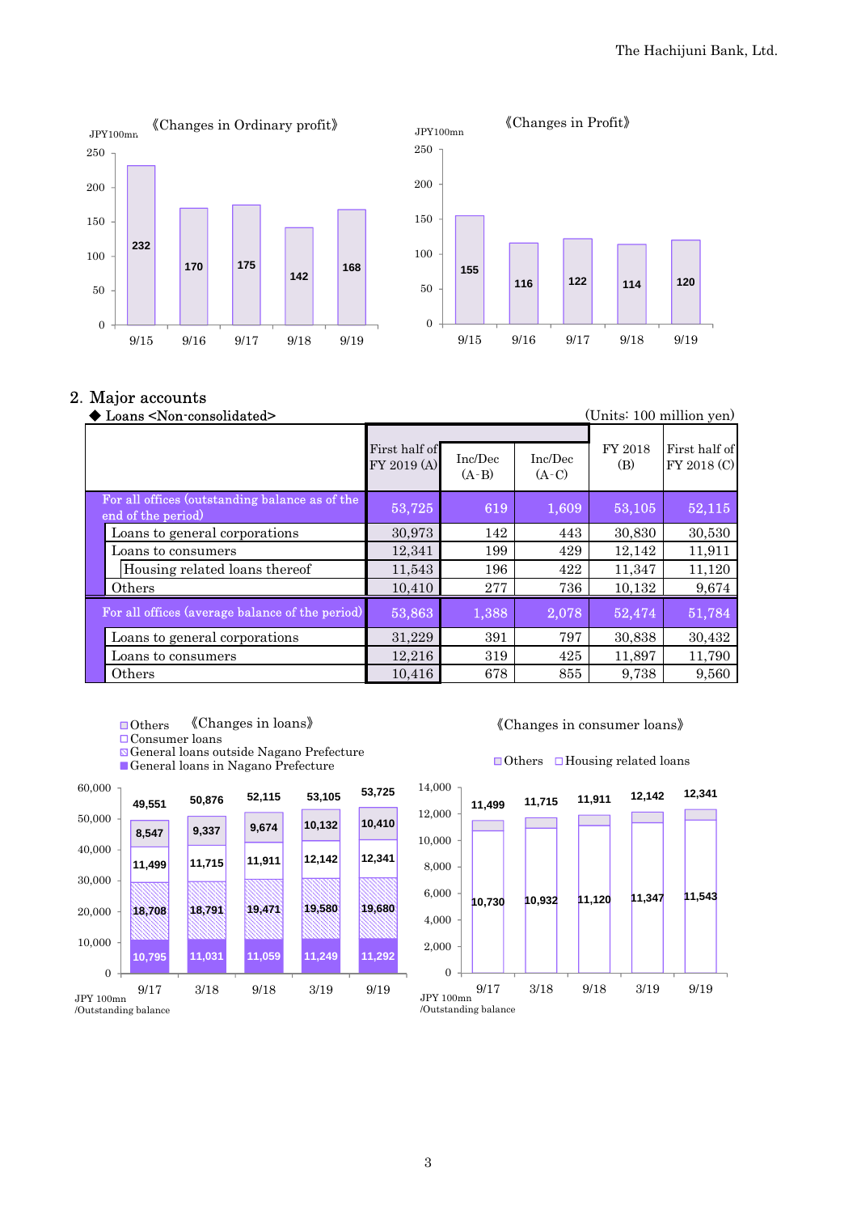《Changes in Ordinary profit》

JPY100mn

| | 9/15 | 9/16 | 9/17 | 9/18 | 9/19 |
|---|---|---|---|---|---|
| Ordinary profit | 232 | 170 | 175 | 142 | 168 |

《Changes in Profit》

JPY100mn

| | 9/15 | 9/16 | 9/17 | 9/18 | 9/19 |
|---|---|---|---|---|---|
| Profit | 155 | 116 | 122 | 114 | 120 |

## 2. Major accounts

◆ Loans <Non-consolidated>

(Units: 100 million yen)

| | First half of FY 2019 (A) | Inc/Dec (A-B) | Inc/Dec (A-C) | FY 2018 (B) | First half of FY 2018 (C) |
|---|---|---|---|---|---|
| For all offices (outstanding balance as of the end of the period) | 53,725 | 619 | 1,609 | 53,105 | 52,115 |
| Loans to general corporations | 30,973 | 142 | 443 | 30,830 | 30,530 |
| Loans to consumers | 12,341 | 199 | 429 | 12,142 | 11,911 |
| Housing related loans thereof | 11,543 | 196 | 422 | 11,347 | 11,120 |
| Others | 10,410 | 277 | 736 | 10,132 | 9,674 |
| For all offices (average balance of the period) | 53,863 | 1,388 | 2,078 | 52,474 | 51,784 |
| Loans to general corporations | 31,229 | 391 | 797 | 30,838 | 30,432 |
| Loans to consumers | 12,216 | 319 | 425 | 11,897 | 11,790 |
| Others | 10,416 | 678 | 855 | 9,738 | 9,560 |

《Changes in loans》

JPY 100mn /Outstanding balance

| | 9/17 | 3/18 | 9/18 | 3/19 | 9/19 |
|---|---|---|---|---|---|
| Others | 8,547 | 9,337 | 9,674 | 10,132 | 10,410 |
| Consumer loans | 11,499 | 11,715 | 11,911 | 12,142 | 12,341 |
| General loans outside Nagano Prefecture | 18,708 | 18,791 | 19,471 | 19,580 | 19,680 |
| General loans in Nagano Prefecture | 10,795 | 11,031 | 11,059 | 11,249 | 11,292 |
| Total | 49,551 | 50,876 | 52,115 | 53,105 | 53,725 |

《Changes in consumer loans》

JPY 100mn /Outstanding balance

| | 9/17 | 3/18 | 9/18 | 3/19 | 9/19 |
|---|---|---|---|---|---|
| Housing related loans | 10,730 | 10,932 | 11,120 | 11,347 | 11,543 |
| Total | 11,499 | 11,715 | 11,911 | 12,142 | 12,341 |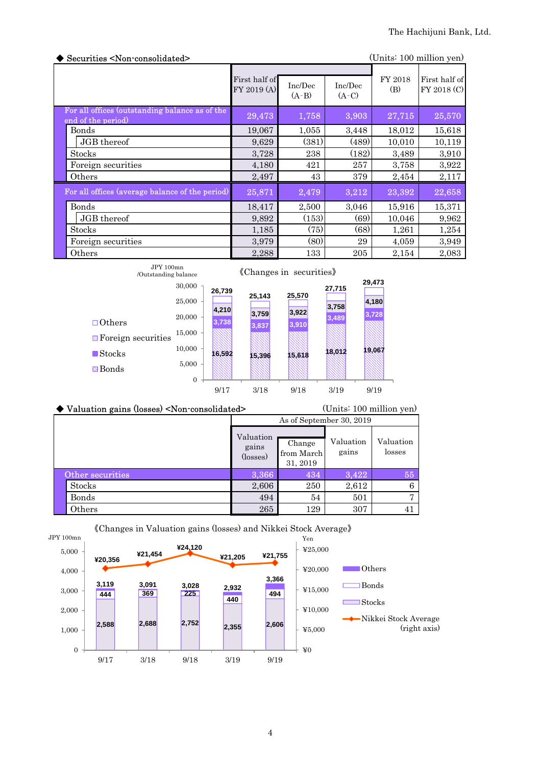◆ Securities <Non-consolidated>

(Units: 100 million yen)

| | First half of FY 2019 (A) | Inc/Dec (A-B) | Inc/Dec (A-C) | FY 2018 (B) | First half of FY 2018 (C) |
|---|---|---|---|---|---|
| For all offices (outstanding balance as of the end of the period) | 29,473 | 1,758 | 3,903 | 27,715 | 25,570 |
| Bonds | 19,067 | 1,055 | 3,448 | 18,012 | 15,618 |
| JGB thereof | 9,629 | (381) | (489) | 10,010 | 10,119 |
| Stocks | 3,728 | 238 | (182) | 3,489 | 3,910 |
| Foreign securities | 4,180 | 421 | 257 | 3,758 | 3,922 |
| Others | 2,497 | 43 | 379 | 2,454 | 2,117 |
| For all offices (average balance of the period) | 25,871 | 2,479 | 3,212 | 23,392 | 22,658 |
| Bonds | 18,417 | 2,500 | 3,046 | 15,916 | 15,371 |
| JGB thereof | 9,892 | (153) | (69) | 10,046 | 9,962 |
| Stocks | 1,185 | (75) | (68) | 1,261 | 1,254 |
| Foreign securities | 3,979 | (80) | 29 | 4,059 | 3,949 |
| Others | 2,288 | 133 | 205 | 2,154 | 2,083 |

《Changes in securities》

JPY 100mn /Outstanding balance

| | 9/17 | 3/18 | 9/18 | 3/19 | 9/19 |
|---|---|---|---|---|---|
| Bonds | 16,592 | 15,396 | 15,618 | 18,012 | 19,067 |
| Stocks | 3,738 | 3,837 | 3,910 | 3,489 | 3,728 |
| Foreign securities | 4,210 | 3,759 | 3,922 | 3,758 | 4,180 |
| Total | 26,739 | 25,143 | 25,570 | 27,715 | 29,473 |

◆ Valuation gains (losses) <Non-consolidated>

(Units: 100 million yen)

| | As of September 30, 2019 | | | |
|---|---|---|---|---|
| | Valuation gains (losses) | Change from March 31, 2019 | Valuation gains | Valuation losses |
| Other securities | 3,366 | 434 | 3,422 | 55 |
| Stocks | 2,606 | 250 | 2,612 | 6 |
| Bonds | 494 | 54 | 501 | 7 |
| Others | 265 | 129 | 307 | 41 |

《Changes in Valuation gains (losses) and Nikkei Stock Average》

JPY 100mn / Yen

| | 9/17 | 3/18 | 9/18 | 3/19 | 9/19 |
|---|---|---|---|---|---|
| Stocks | 2,588 | 2,688 | 2,752 | 2,355 | 2,606 |
| Bonds | 444 | 369 | 225 | 440 | 494 |
| Total | 3,119 | 3,091 | 3,028 | 2,932 | 3,366 |
| Nikkei Stock Average (right axis) | ¥20,356 | ¥21,454 | ¥24,120 | ¥21,205 | ¥21,755 |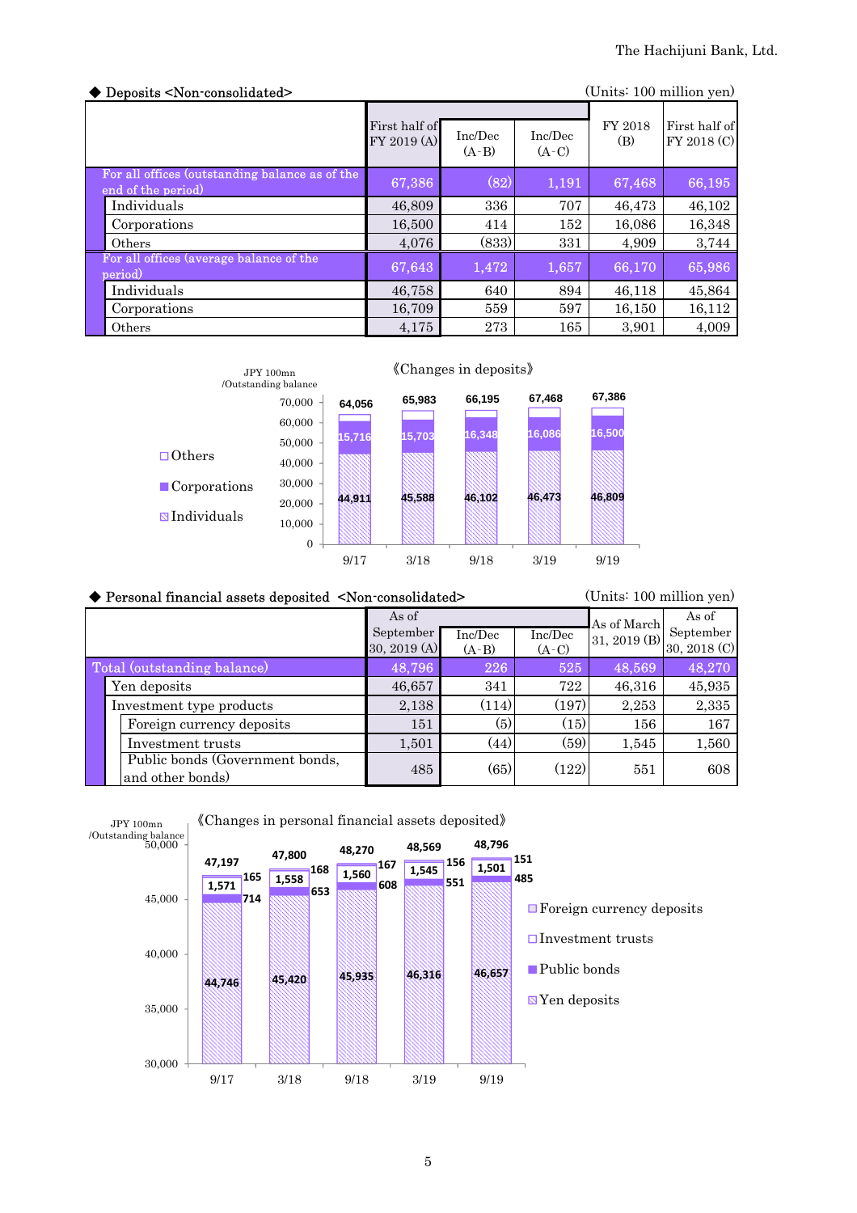◆ Deposits <Non-consolidated> (Units: 100 million yen)

| | First half of FY 2019 (A) | Inc/Dec (A-B) | Inc/Dec (A-C) | FY 2018 (B) | First half of FY 2018 (C) |
|---|---|---|---|---|---|
| For all offices (outstanding balance as of the end of the period) | 67,386 | (82) | 1,191 | 67,468 | 66,195 |
| Individuals | 46,809 | 336 | 707 | 46,473 | 46,102 |
| Corporations | 16,500 | 414 | 152 | 16,086 | 16,348 |
| Others | 4,076 | (833) | 331 | 4,909 | 3,744 |
| For all offices (average balance of the period) | 67,643 | 1,472 | 1,657 | 66,170 | 65,986 |
| Individuals | 46,758 | 640 | 894 | 46,118 | 45,864 |
| Corporations | 16,709 | 559 | 597 | 16,150 | 16,112 |
| Others | 4,175 | 273 | 165 | 3,901 | 4,009 |

《Changes in deposits》

JPY 100mn /Outstanding balance

| | 9/17 | 3/18 | 9/18 | 3/19 | 9/19 |
|---|---|---|---|---|---|
| Total | 64,056 | 65,983 | 66,195 | 67,468 | 67,386 |
| Corporations | 15,716 | 15,703 | 16,348 | 16,086 | 16,500 |
| Individuals | 44,911 | 45,588 | 46,102 | 46,473 | 46,809 |

◆ Personal financial assets deposited <Non-consolidated> (Units: 100 million yen)

| | As of September 30, 2019 (A) | Inc/Dec (A-B) | Inc/Dec (A-C) | As of March 31, 2019 (B) | As of September 30, 2018 (C) |
|---|---|---|---|---|---|
| Total (outstanding balance) | 48,796 | 226 | 525 | 48,569 | 48,270 |
| Yen deposits | 46,657 | 341 | 722 | 46,316 | 45,935 |
| Investment type products | 2,138 | (114) | (197) | 2,253 | 2,335 |
| Foreign currency deposits | 151 | (5) | (15) | 156 | 167 |
| Investment trusts | 1,501 | (44) | (59) | 1,545 | 1,560 |
| Public bonds (Government bonds, and other bonds) | 485 | (65) | (122) | 551 | 608 |

《Changes in personal financial assets deposited》

JPY 100mn /Outstanding balance

| | 9/17 | 3/18 | 9/18 | 3/19 | 9/19 |
|---|---|---|---|---|---|
| Total | 47,197 | 47,800 | 48,270 | 48,569 | 48,796 |
| Foreign currency deposits | 165 | 168 | 167 | 156 | 151 |
| Investment trusts | 1,571 | 1,558 | 1,560 | 1,545 | 1,501 |
| Public bonds | 714 | 653 | 608 | 551 | 485 |
| Yen deposits | 44,746 | 45,420 | 45,935 | 46,316 | 46,657 |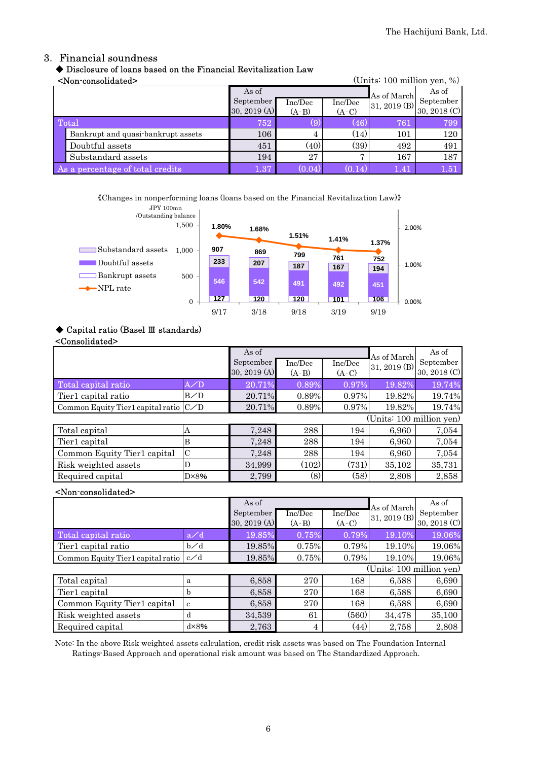## 3. Financial soundness

◆ Disclosure of loans based on the Financial Revitalization Law

<Non-consolidated> (Units: 100 million yen, %)

| | As of September 30, 2019 (A) | Inc/Dec (A-B) | Inc/Dec (A-C) | As of March 31, 2019 (B) | As of September 30, 2018 (C) |
|---|---|---|---|---|---|
| Total | 752 | (9) | (46) | 761 | 799 |
| Bankrupt and quasi-bankrupt assets | 106 | 4 | (14) | 101 | 120 |
| Doubtful assets | 451 | (40) | (39) | 492 | 491 |
| Substandard assets | 194 | 27 | 7 | 167 | 187 |
| As a percentage of total credits | 1.37 | (0.04) | (0.14) | 1.41 | 1.51 |

《Changes in nonperforming loans (loans based on the Financial Revitalization Law)》

JPY 100mn /Outstanding balance

| | 9/17 | 3/18 | 9/18 | 3/19 | 9/19 |
|---|---|---|---|---|---|
| Substandard assets | 233 | 207 | 187 | 167 | 194 |
| Doubtful assets | 546 | 542 | 491 | 492 | 451 |
| Bankrupt assets | 127 | 120 | 120 | 101 | 106 |
| Total | 907 | 869 | 799 | 761 | 752 |
| NPL rate | 1.80% | 1.68% | 1.51% | 1.41% | 1.37% |

◆ Capital ratio (Basel Ⅲ standards)

<Consolidated>

| | | As of September 30, 2019 (A) | Inc/Dec (A-B) | Inc/Dec (A-C) | As of March 31, 2019 (B) | As of September 30, 2018 (C) |
|---|---|---|---|---|---|---|
| Total capital ratio | A/D | 20.71% | 0.89% | 0.97% | 19.82% | 19.74% |
| Tier1 capital ratio | B/D | 20.71% | 0.89% | 0.97% | 19.82% | 19.74% |
| Common Equity Tier1 capital ratio | C/D | 20.71% | 0.89% | 0.97% | 19.82% | 19.74% |

(Units: 100 million yen)

| | | As of September 30, 2019 (A) | Inc/Dec (A-B) | Inc/Dec (A-C) | As of March 31, 2019 (B) | As of September 30, 2018 (C) |
|---|---|---|---|---|---|---|
| Total capital | A | 7,248 | 288 | 194 | 6,960 | 7,054 |
| Tier1 capital | B | 7,248 | 288 | 194 | 6,960 | 7,054 |
| Common Equity Tier1 capital | C | 7,248 | 288 | 194 | 6,960 | 7,054 |
| Risk weighted assets | D | 34,999 | (102) | (731) | 35,102 | 35,731 |
| Required capital | D×8% | 2,799 | (8) | (58) | 2,808 | 2,858 |

<Non-consolidated>

| | | As of September 30, 2019 (A) | Inc/Dec (A-B) | Inc/Dec (A-C) | As of March 31, 2019 (B) | As of September 30, 2018 (C) |
|---|---|---|---|---|---|---|
| Total capital ratio | a/d | 19.85% | 0.75% | 0.79% | 19.10% | 19.06% |
| Tier1 capital ratio | b/d | 19.85% | 0.75% | 0.79% | 19.10% | 19.06% |
| Common Equity Tier1 capital ratio | c/d | 19.85% | 0.75% | 0.79% | 19.10% | 19.06% |

(Units: 100 million yen)

| | | As of September 30, 2019 (A) | Inc/Dec (A-B) | Inc/Dec (A-C) | As of March 31, 2019 (B) | As of September 30, 2018 (C) |
|---|---|---|---|---|---|---|
| Total capital | a | 6,858 | 270 | 168 | 6,588 | 6,690 |
| Tier1 capital | b | 6,858 | 270 | 168 | 6,588 | 6,690 |
| Common Equity Tier1 capital | c | 6,858 | 270 | 168 | 6,588 | 6,690 |
| Risk weighted assets | d | 34,539 | 61 | (560) | 34,478 | 35,100 |
| Required capital | d×8% | 2,763 | 4 | (44) | 2,758 | 2,808 |

Note: In the above Risk weighted assets calculation, credit risk assets was based on The Foundation Internal Ratings-Based Approach and operational risk amount was based on The Standardized Approach.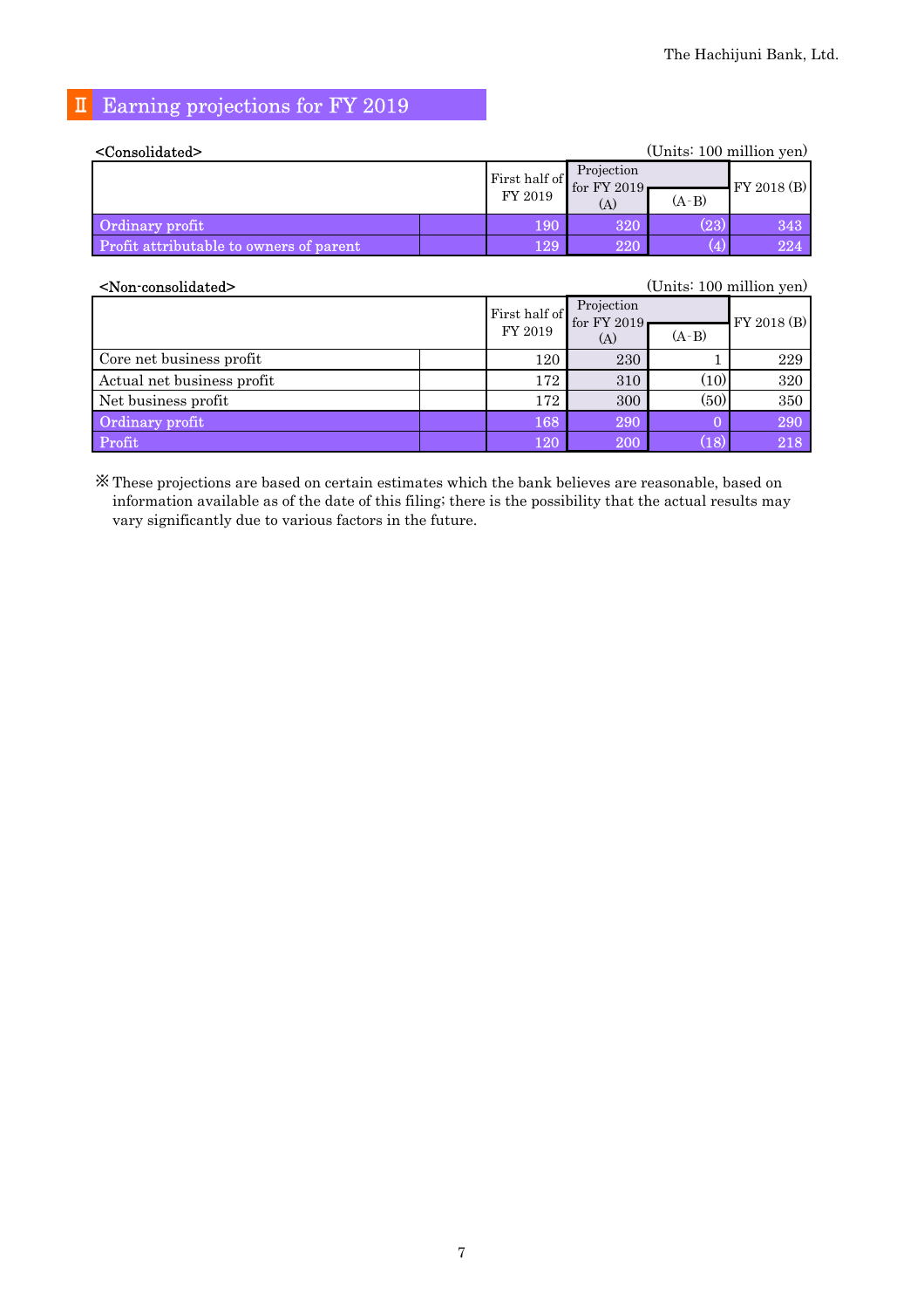## Ⅱ Earning projections for FY 2019

<Consolidated>

(Units: 100 million yen)

| | | First half of FY 2019 | Projection for FY 2019 (A) | | FY 2018 (B) |
|---|---|---|---|---|---|
| | | | | (A-B) | |
| Ordinary profit | | 190 | 320 | (23) | 343 |
| Profit attributable to owners of parent | | 129 | 220 | (4) | 224 |

<Non-consolidated>

(Units: 100 million yen)

| | | First half of FY 2019 | Projection for FY 2019 (A) | | FY 2018 (B) |
|---|---|---|---|---|---|
| | | | | (A-B) | |
| Core net business profit | | 120 | 230 | 1 | 229 |
| Actual net business profit | | 172 | 310 | (10) | 320 |
| Net business profit | | 172 | 300 | (50) | 350 |
| Ordinary profit | | 168 | 290 | 0 | 290 |
| Profit | | 120 | 200 | (18) | 218 |

※ These projections are based on certain estimates which the bank believes are reasonable, based on information available as of the date of this filing; there is the possibility that the actual results may vary significantly due to various factors in the future.